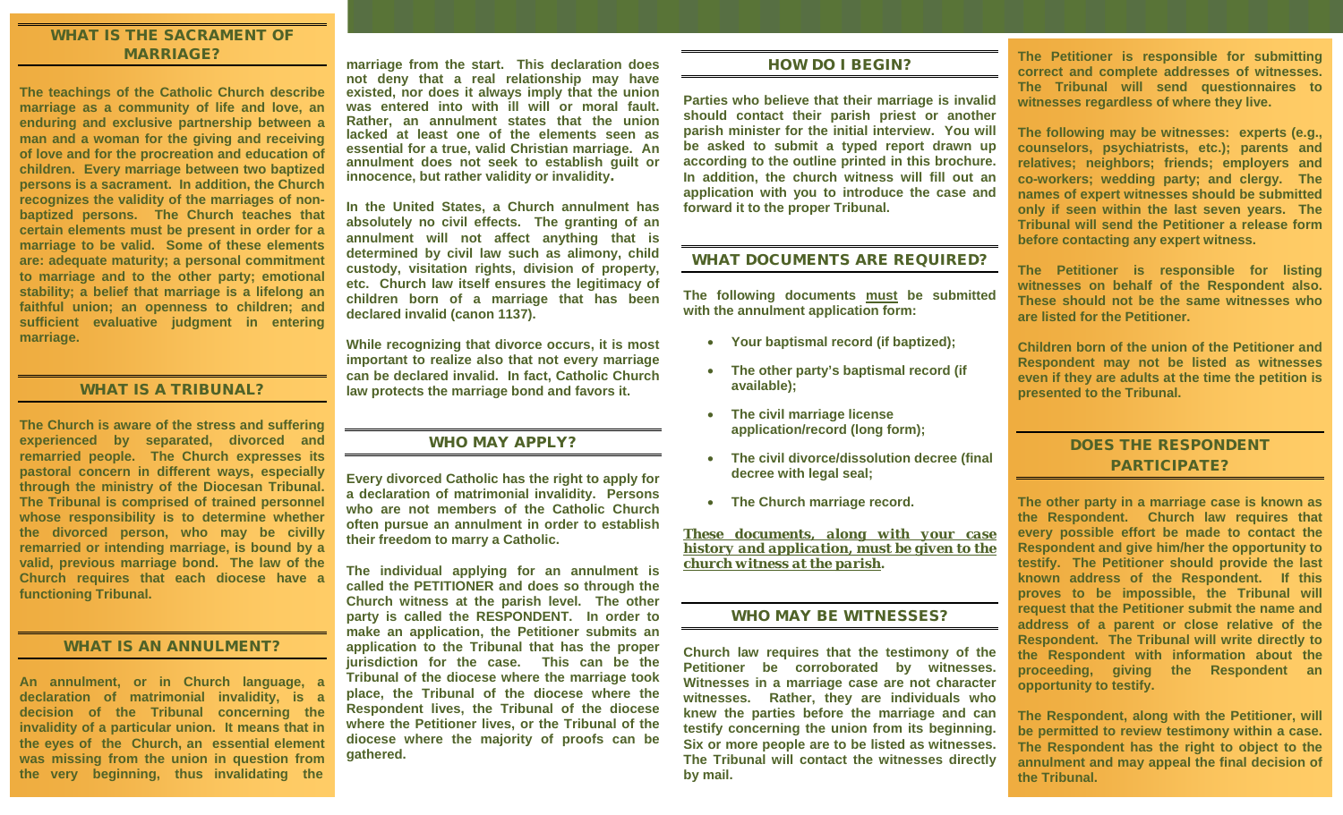## WHAT IS THE SACRAMENT OF MARRIAGE?

**The teachings of the Catholic Church describe marriage as a community of life and love, an enduring and exclusive partnership between a man and a woman for the giving and receiving of love and for the procreation and education of children. Every marriage between two baptized persons is a sacrament. In addition, the Church recognizes the validity of the marriages of non-baptized persons. The Church teaches that certain elements must be present in order for a marriage to be valid. Some of these elements are: adequate maturity; a personal commitment to marriage and to the other party; emotional stability; a belief that marriage is a lifelong an faithful union; an openness to children; and sufficient evaluative judgment in entering marriage.**

## WHAT IS A TRIBUNAL?

**The Church is aware of the stress and suffering experienced by separated, divorced and remarried people. The Church expresses its pastoral concern in different ways, especially through the ministry of the Diocesan Tribunal. The Tribunal is comprised of trained personnel whose responsibility is to determine whether the divorced person, who may be civilly remarried or intending marriage, is bound by a valid, previous marriage bond. The law of the Church requires that each diocese have a functioning Tribunal.**

## WHAT IS AN ANNULMENT?

**An annulment, or in Church language, a declaration of matrimonial invalidity, is a decision of the Tribunal concerning the invalidity of a particular union. It means that in the eyes of the Church, an essential element was missing from the union in question from the very beginning, thus invalidating the marriage from the start. This declaration does not deny that a real relationship may have existed, nor does it always imply that the union was entered into with ill will or moral fault. Rather, an annulment states that the union lacked at least one of the elements seen as essential for a true, valid Christian marriage. An annulment does not seek to establish guilt or innocence, but rather validity or invalidity.**

**In the United States, a Church annulment has absolutely no civil effects. The granting of an annulment will not affect anything that is determined by civil law such as alimony, child custody, visitation rights, division of property, etc. Church law itself ensures the legitimacy of children born of a marriage that has been declared invalid (canon 1137).**

**While recognizing that divorce occurs, it is most important to realize also that not every marriage can be declared invalid. In fact, Catholic Church law protects the marriage bond and favors it.**

## WHO MAY APPLY?

**Every divorced Catholic has the right to apply for a declaration of matrimonial invalidity. Persons who are not members of the Catholic Church often pursue an annulment in order to establish their freedom to marry a Catholic.**

**The individual applying for an annulment is called the PETITIONER and does so through the Church witness at the parish level. The other party is called the RESPONDENT. In order to make an application, the Petitioner submits an application to the Tribunal that has the proper jurisdiction for the case. This can be the Tribunal of the diocese where the marriage took place, the Tribunal of the diocese where the Respondent lives, the Tribunal of the diocese where the Petitioner lives, or the Tribunal of the diocese where the majority of proofs can be gathered.**

## HOW DO I BEGIN?

**Parties who believe that their marriage is invalid should contact their parish priest or another parish minister for the initial interview. You will be asked to submit a typed report drawn up according to the outline printed in this brochure. In addition, the church witness will fill out an application with you to introduce the case and forward it to the proper Tribunal.**

## WHAT DOCUMENTS ARE REQUIRED?

**The following documents must be submitted with the annulment application form:**

- **Your baptismal record (if baptized);**
- **The other party's baptismal record (if available);**
- **The civil marriage license application/record (long form);**
- **The civil divorce/dissolution decree (final decree with legal seal;**
- **The Church marriage record.**

***These documents, along with your case history and application, must be given to the church witness at the parish.***

## WHO MAY BE WITNESSES?

**Church law requires that the testimony of the Petitioner be corroborated by witnesses. Witnesses in a marriage case are not character witnesses. Rather, they are individuals who knew the parties before the marriage and can testify concerning the union from its beginning. Six or more people are to be listed as witnesses. The Tribunal will contact the witnesses directly by mail.**

**The Petitioner is responsible for submitting correct and complete addresses of witnesses. The Tribunal will send questionnaires to witnesses regardless of where they live.**

**The following may be witnesses: experts (e.g., counselors, psychiatrists, etc.); parents and relatives; neighbors; friends; employers and co-workers; wedding party; and clergy. The names of expert witnesses should be submitted only if seen within the last seven years. The Tribunal will send the Petitioner a release form before contacting any expert witness.**

**The Petitioner is responsible for listing witnesses on behalf of the Respondent also. These should not be the same witnesses who are listed for the Petitioner.**

**Children born of the union of the Petitioner and Respondent may not be listed as witnesses even if they are adults at the time the petition is presented to the Tribunal.**

## DOES THE RESPONDENT PARTICIPATE?

**The other party in a marriage case is known as the Respondent. Church law requires that every possible effort be made to contact the Respondent and give him/her the opportunity to testify. The Petitioner should provide the last known address of the Respondent. If this proves to be impossible, the Tribunal will request that the Petitioner submit the name and address of a parent or close relative of the Respondent. The Tribunal will write directly to the Respondent with information about the proceeding, giving the Respondent an opportunity to testify.**

**The Respondent, along with the Petitioner, will be permitted to review testimony within a case. The Respondent has the right to object to the annulment and may appeal the final decision of the Tribunal.**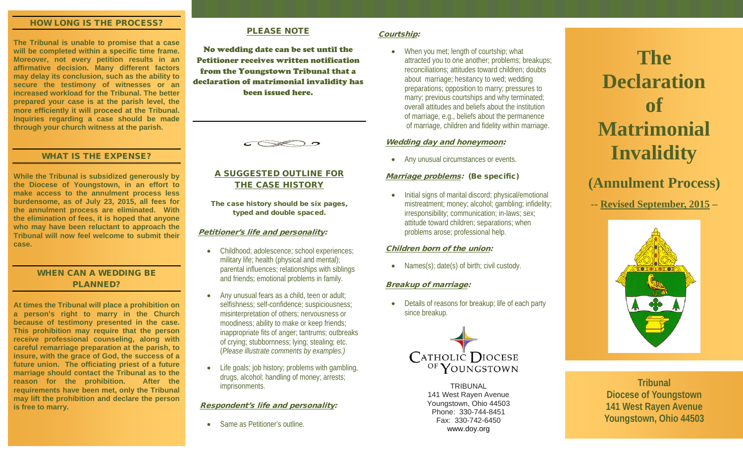## HOW LONG IS THE PROCESS?

**The Tribunal is unable to promise that a case will be completed within a specific time frame. Moreover, not every petition results in an affirmative decision. Many different factors may delay its conclusion, such as the ability to secure the testimony of witnesses or an increased workload for the Tribunal. The better prepared your case is at the parish level, the more efficiently it will proceed at the Tribunal. Inquiries regarding a case should be made through your church witness at the parish.**

## WHAT IS THE EXPENSE?

**While the Tribunal is subsidized generously by the Diocese of Youngstown, in an effort to make access to the annulment process less burdensome, as of July 23, 2015, all fees for the annulment process are eliminated. With the elimination of fees, it is hoped that anyone who may have been reluctant to approach the Tribunal will now feel welcome to submit their case.**

## WHEN CAN A WEDDING BE PLANNED?

**At times the Tribunal will place a prohibition on a person's right to marry in the Church because of testimony presented in the case. This prohibition may require that the person receive professional counseling, along with careful remarriage preparation at the parish, to insure, with the grace of God, the success of a future union. The officiating priest of a future marriage should contact the Tribunal as to the reason for the prohibition. After the requirements have been met, only the Tribunal may lift the prohibition and declare the person is free to marry.**

## PLEASE NOTE

**No wedding date can be set until the Petitioner receives written notification from the Youngstown Tribunal that a declaration of matrimonial invalidity has been issued here.**

## A SUGGESTED OUTLINE FOR THE CASE HISTORY

**The case history should be six pages, typed and double spaced.**

***Petitioner's life and personality:***

- Childhood; adolescence; school experiences; military life; health (physical and mental); parental influences; relationships with siblings and friends; emotional problems in family.
- Any unusual fears as a child, teen or adult; selfishness; self-confidence; suspiciousness; misinterpretation of others; nervousness or moodiness; ability to make or keep friends; inappropriate fits of anger; tantrums; outbreaks of crying; stubbornness; lying; stealing; etc. (*Please illustrate comments by examples.)*
- Life goals; job history; problems with gambling, drugs, alcohol; handling of money; arrests; imprisonments.

***Respondent's life and personality:***

- Same as Petitioner's outline.

***Courtship:***

- When you met; length of courtship; what attracted you to one another; problems; breakups; reconciliations; attitudes toward children; doubts about marriage; hesitancy to wed; wedding preparations; opposition to marry; pressures to marry; previous courtships and why terminated; overall attitudes and beliefs about the institution of marriage, e.g., beliefs about the permanence of marriage, children and fidelity within marriage.

***Wedding day and honeymoon:***

- Any unusual circumstances or events.

***Marriage problems:*** **(Be specific)**

- Initial signs of marital discord; physical/emotional mistreatment; money; alcohol; gambling; infidelity; irresponsibility; communication; in-laws; sex; attitude toward children; separations; when problems arose; professional help.

***Children born of the union:***

- Names(s); date(s) of birth; civil custody.

***Breakup of marriage:***

- Details of reasons for breakup; life of each party since breakup.

CATHOLIC DIOCESE OF YOUNGSTOWN

TRIBUNAL
141 West Rayen Avenue
Youngstown, Ohio 44503
Phone: 330-744-8451
Fax: 330-742-6450
www.doy.org

# The Declaration of Matrimonial Invalidity

## (Annulment Process)

**-- Revised September, 2015 –**

**Tribunal**
**Diocese of Youngstown**
**141 West Rayen Avenue**
**Youngstown, Ohio 44503**